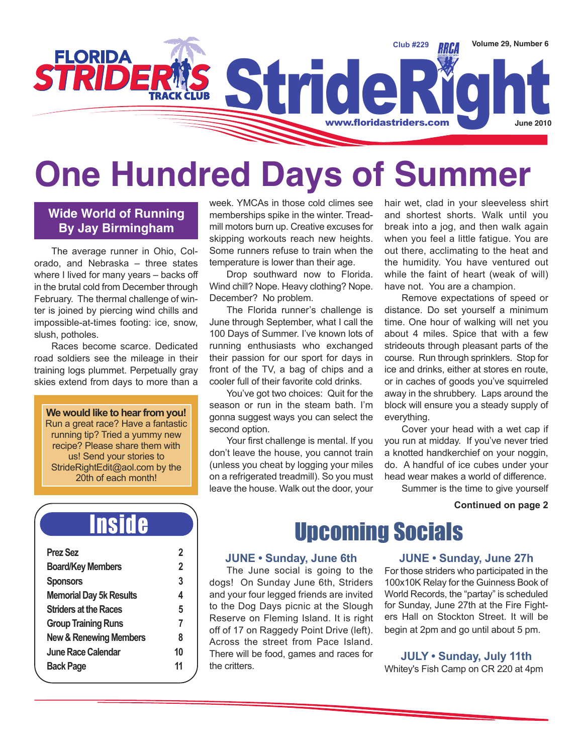# Florida Striders Track Club — StrideRight

Club #229 · Volume 29, Number 6 · www.floridastriders.com · June 2010

# One Hundred Days of Summer

## Wide World of Running By Jay Birmingham

The average runner in Ohio, Colorado, and Nebraska – three states where I lived for many years – backs off in the brutal cold from December through February. The thermal challenge of winter is joined by piercing wind chills and impossible-at-times footing: ice, snow, slush, potholes.

Races become scarce. Dedicated road soldiers see the mileage in their training logs plummet. Perpetually gray skies extend from days to more than a week. YMCAs in those cold climes see memberships spike in the winter. Treadmill motors burn up. Creative excuses for skipping workouts reach new heights. Some runners refuse to train when the temperature is lower than their age.

Drop southward now to Florida. Wind chill? Nope. Heavy clothing? Nope. December? No problem.

The Florida runner's challenge is June through September, what I call the 100 Days of Summer. I've known lots of running enthusiasts who exchanged their passion for our sport for days in front of the TV, a bag of chips and a cooler full of their favorite cold drinks.

You've got two choices: Quit for the season or run in the steam bath. I'm gonna suggest ways you can select the second option.

Your first challenge is mental. If you don't leave the house, you cannot train (unless you cheat by logging your miles on a refrigerated treadmill). So you must leave the house. Walk out the door, your hair wet, clad in your sleeveless shirt and shortest shorts. Walk until you break into a jog, and then walk again when you feel a little fatigue. You are out there, acclimating to the heat and the humidity. You have ventured out while the faint of heart (weak of will) have not. You are a champion.

Remove expectations of speed or distance. Do set yourself a minimum time. One hour of walking will net you about 4 miles. Spice that with a few strideouts through pleasant parts of the course. Run through sprinklers. Stop for ice and drinks, either at stores en route, or in caches of goods you've squirreled away in the shrubbery. Laps around the block will ensure you a steady supply of everything.

Cover your head with a wet cap if you run at midday. If you've never tried a knotted handkerchief on your noggin, do. A handful of ice cubes under your head wear makes a world of difference.

Summer is the time to give yourself

**Continued on page 2**

**We would like to hear from you!**
Run a great race? Have a fantastic running tip? Tried a yummy new recipe? Please share them with us! Send your stories to StrideRightEdit@aol.com by the 20th of each month!

## Inside

| | |
|---|---|
| Prez Sez | 2 |
| Board/Key Members | 2 |
| Sponsors | 3 |
| Memorial Day 5k Results | 4 |
| Striders at the Races | 5 |
| Group Training Runs | 7 |
| New & Renewing Members | 8 |
| June Race Calendar | 10 |
| Back Page | 11 |

## Upcoming Socials

### JUNE • Sunday, June 6th

The June social is going to the dogs! On Sunday June 6th, Striders and your four legged friends are invited to the Dog Days picnic at the Slough Reserve on Fleming Island. It is right off of 17 on Raggedy Point Drive (left). Across the street from Pace Island. There will be food, games and races for the critters.

### JUNE • Sunday, June 27h

For those striders who participated in the 100x10K Relay for the Guinness Book of World Records, the "partay" is scheduled for Sunday, June 27th at the Fire Fighters Hall on Stockton Street. It will be begin at 2pm and go until about 5 pm.

### JULY • Sunday, July 11th

Whitey's Fish Camp on CR 220 at 4pm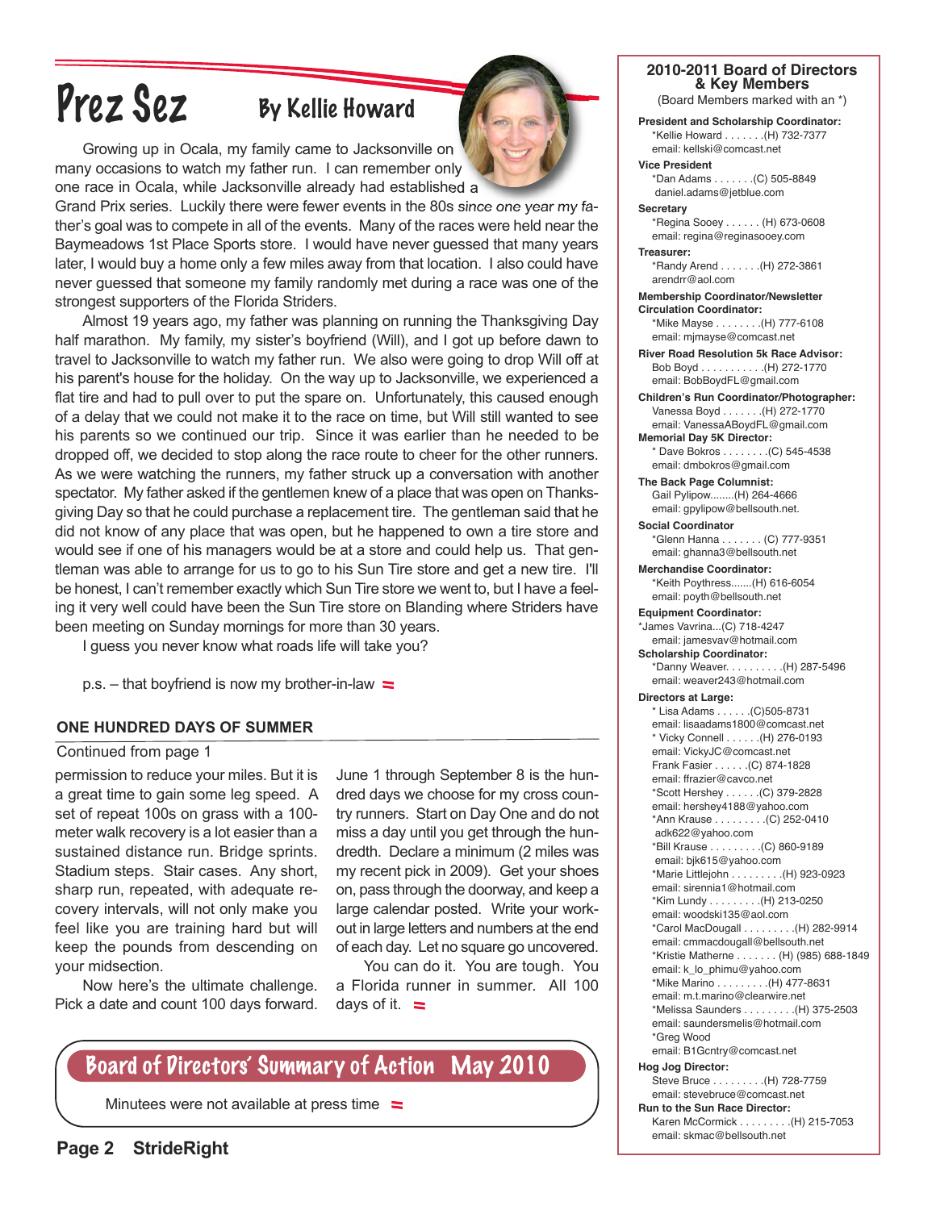# Prez Sez

**By Kellie Howard**

Growing up in Ocala, my family came to Jacksonville on many occasions to watch my father run. I can remember only one race in Ocala, while Jacksonville already had established a Grand Prix series. Luckily there were fewer events in the 80s *since one year my father's* goal was to compete in all of the events. Many of the races were held near the Baymeadows 1st Place Sports store. I would have never guessed that many years later, I would buy a home only a few miles away from that location. I also could have never guessed that someone my family randomly met during a race was one of the strongest supporters of the Florida Striders.

Almost 19 years ago, my father was planning on running the Thanksgiving Day half marathon. My family, my sister's boyfriend (Will), and I got up before dawn to travel to Jacksonville to watch my father run. We also were going to drop Will off at his parent's house for the holiday. On the way up to Jacksonville, we experienced a flat tire and had to pull over to put the spare on. Unfortunately, this caused enough of a delay that we could not make it to the race on time, but Will still wanted to see his parents so we continued our trip. Since it was earlier than he needed to be dropped off, we decided to stop along the race route to cheer for the other runners. As we were watching the runners, my father struck up a conversation with another spectator. My father asked if the gentlemen knew of a place that was open on Thanksgiving Day so that he could purchase a replacement tire. The gentleman said that he did not know of any place that was open, but he happened to own a tire store and would see if one of his managers would be at a store and could help us. That gentleman was able to arrange for us to go to his Sun Tire store and get a new tire. I'll be honest, I can't remember exactly which Sun Tire store we went to, but I have a feeling it very well could have been the Sun Tire store on Blanding where Striders have been meeting on Sunday mornings for more than 30 years.

I guess you never know what roads life will take you?

p.s. – that boyfriend is now my brother-in-law

## ONE HUNDRED DAYS OF SUMMER

Continued from page 1

permission to reduce your miles. But it is a great time to gain some leg speed. A set of repeat 100s on grass with a 100-meter walk recovery is a lot easier than a sustained distance run. Bridge sprints. Stadium steps. Stair cases. Any short, sharp run, repeated, with adequate recovery intervals, will not only make you feel like you are training hard but will keep the pounds from descending on your midsection.

Now here's the ultimate challenge. Pick a date and count 100 days forward. June 1 through September 8 is the hundred days we choose for my cross country runners. Start on Day One and do not miss a day until you get through the hundredth. Declare a minimum (2 miles was my recent pick in 2009). Get your shoes on, pass through the doorway, and keep a large calendar posted. Write your workout in large letters and numbers at the end of each day. Let no square go uncovered.

You can do it. You are tough. You a Florida runner in summer. All 100 days of it.

## Board of Directors' Summary of Action May 2010

Minutees were not available at press time

## 2010-2011 Board of Directors & Key Members

(Board Members marked with an *)

**President and Scholarship Coordinator:**
*Kellie Howard . . . . . . .(H) 732-7377
email: kellski@comcast.net

**Vice President**
*Dan Adams . . . . . . .(C) 505-8849
daniel.adams@jetblue.com

**Secretary**
*Regina Sooey . . . . . . (H) 673-0608
email: regina@reginasooey.com

**Treasurer:**
*Randy Arend . . . . . . .(H) 272-3861
arendrr@aol.com

**Membership Coordinator/Newsletter Circulation Coordinator:**
*Mike Mayse . . . . . . . .(H) 777-6108
email: mjmayse@comcast.net

**River Road Resolution 5k Race Advisor:**
Bob Boyd . . . . . . . . . . .(H) 272-1770
email: BobBoydFL@gmail.com

**Children's Run Coordinator/Photographer:**
Vanessa Boyd . . . . . . .(H) 272-1770
email: VanessaABoydFL@gmail.com

**Memorial Day 5K Director:**
* Dave Bokros . . . . . . . .(C) 545-4538
email: dmbokros@gmail.com

**The Back Page Columnist:**
Gail Pylipow........(H) 264-4666
email: gpylipow@bellsouth.net.

**Social Coordinator**
*Glenn Hanna . . . . . . . (C) 777-9351
email: ghanna3@bellsouth.net

**Merchandise Coordinator:**
*Keith Poythress.......(H) 616-6054
email: poyth@bellsouth.net

**Equipment Coordinator:**
*James Vavrina...(C) 718-4247
email: jamesvav@hotmail.com

**Scholarship Coordinator:**
*Danny Weaver. . . . . . . . .(H) 287-5496
email: weaver243@hotmail.com

**Directors at Large:**
* Lisa Adams . . . . . .(C)505-8731
email: lisaadams1800@comcast.net
* Vicky Connell . . . . . .(H) 276-0193
email: VickyJC@comcast.net
Frank Fasier . . . . . .(C) 874-1828
email: ffrazier@cavco.net
*Scott Hershey . . . . . .(C) 379-2828
email: hershey4188@yahoo.com
*Ann Krause . . . . . . . . .(C) 252-0410
adk622@yahoo.com
*Bill Krause . . . . . . . . .(C) 860-9189
email: bjk615@yahoo.com
*Marie Littlejohn . . . . . . . . .(H) 923-0923
email: sirennia1@hotmail.com
*Kim Lundy . . . . . . . . .(H) 213-0250
email: woodski135@aol.com
*Carol MacDougall . . . . . . . . .(H) 282-9914
email: cmmacdougall@bellsouth.net
*Kristie Matherne . . . . . . . (H) (985) 688-1849
email: k_lo_phimu@yahoo.com
*Mike Marino . . . . . . . . .(H) 477-8631
email: m.t.marino@clearwire.net
*Melissa Saunders . . . . . . . . .(H) 375-2503
email: saundersmelis@hotmail.com
*Greg Wood
email: B1Gcntry@comcast.net

**Hog Jog Director:**
Steve Bruce . . . . . . . . .(H) 728-7759
email: stevebruce@comcast.net

**Run to the Sun Race Director:**
Karen McCormick . . . . . . . . .(H) 215-7053
email: skmac@bellsouth.net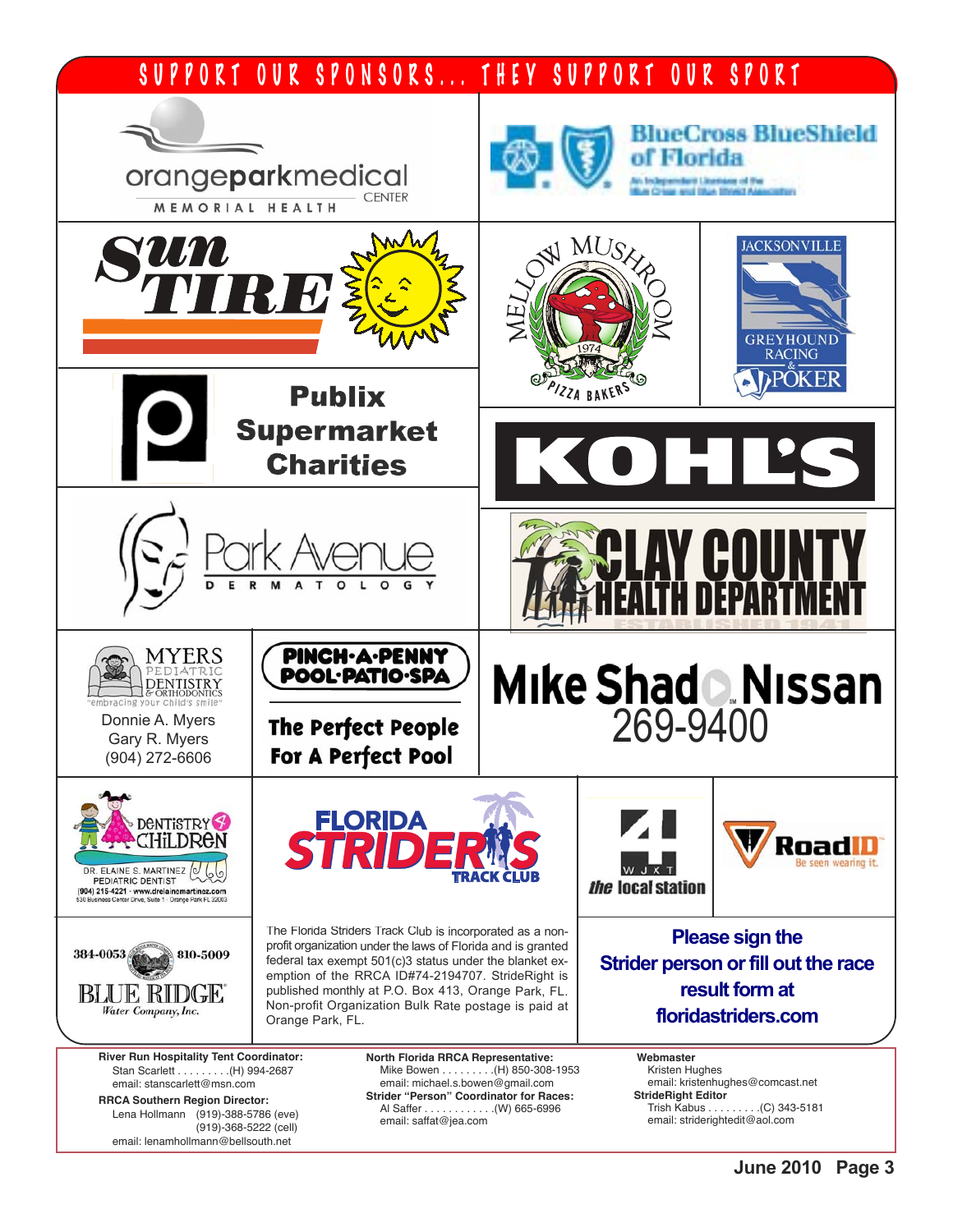# SUPPORT OUR SPONSORS... THEY SUPPORT OUR SPORT

orangeparkmedical CENTER
MEMORIAL HEALTH

BlueCross BlueShield of Florida
An Independent Licensee of the Blue Cross and Blue Shield Association

Sun TIRE

MELLOW MUSHROOM 1974 PIZZA BAKERS

JACKSONVILLE GREYHOUND RACING & POKER

Publix Supermarket Charities

KOHL'S

Park Avenue DERMATOLOGY

CLAY COUNTY HEALTH DEPARTMENT
ESTABLISHED 1941

MYERS PEDIATRIC DENTISTRY & ORTHODONTICS
"embracing your child's smile"
Donnie A. Myers
Gary R. Myers
(904) 272-6606

PINCH-A-PENNY POOL·PATIO·SPA
The Perfect People For A Perfect Pool

Mike Shad Nissan
269-9400

DENTISTRY 4 CHILDREN
DR. ELAINE S. MARTINEZ
PEDIATRIC DENTIST
(904) 215-4221 · www.drelainemartinez.com
530 Business Center Drive, Suite 1 · Orange Park FL 32003

FLORIDA STRIDERS TRACK CLUB

4 WJXT the local station

RoadID Be seen wearing it.

384-0053 810-5009
BLUE RIDGE Water Company, Inc.

The Florida Striders Track Club is incorporated as a non-profit organization under the laws of Florida and is granted federal tax exempt 501(c)3 status under the blanket exemption of the RRCA ID#74-2194707. StrideRight is published monthly at P.O. Box 413, Orange Park, FL. Non-profit Organization Bulk Rate postage is paid at Orange Park, FL.

**Please sign the Strider person or fill out the race result form at floridastriders.com**

**River Run Hospitality Tent Coordinator:**
Stan Scarlett . . . . . . . . .(H) 994-2687
email: stanscarlett@msn.com

**RRCA Southern Region Director:**
Lena Hollmann (919)-388-5786 (eve)
(919)-368-5222 (cell)
email: lenamhollmann@bellsouth.net

**North Florida RRCA Representative:**
Mike Bowen . . . . . . . . .(H) 850-308-1953
email: michael.s.bowen@gmail.com

**Strider "Person" Coordinator for Races:**
Al Saffer . . . . . . . . . . . .(W) 665-6996
email: saffat@jea.com

**Webmaster**
Kristen Hughes
email: kristenhughes@comcast.net

**StrideRight Editor**
Trish Kabus . . . . . . . . .(C) 343-5181
email: striderightedit@aol.com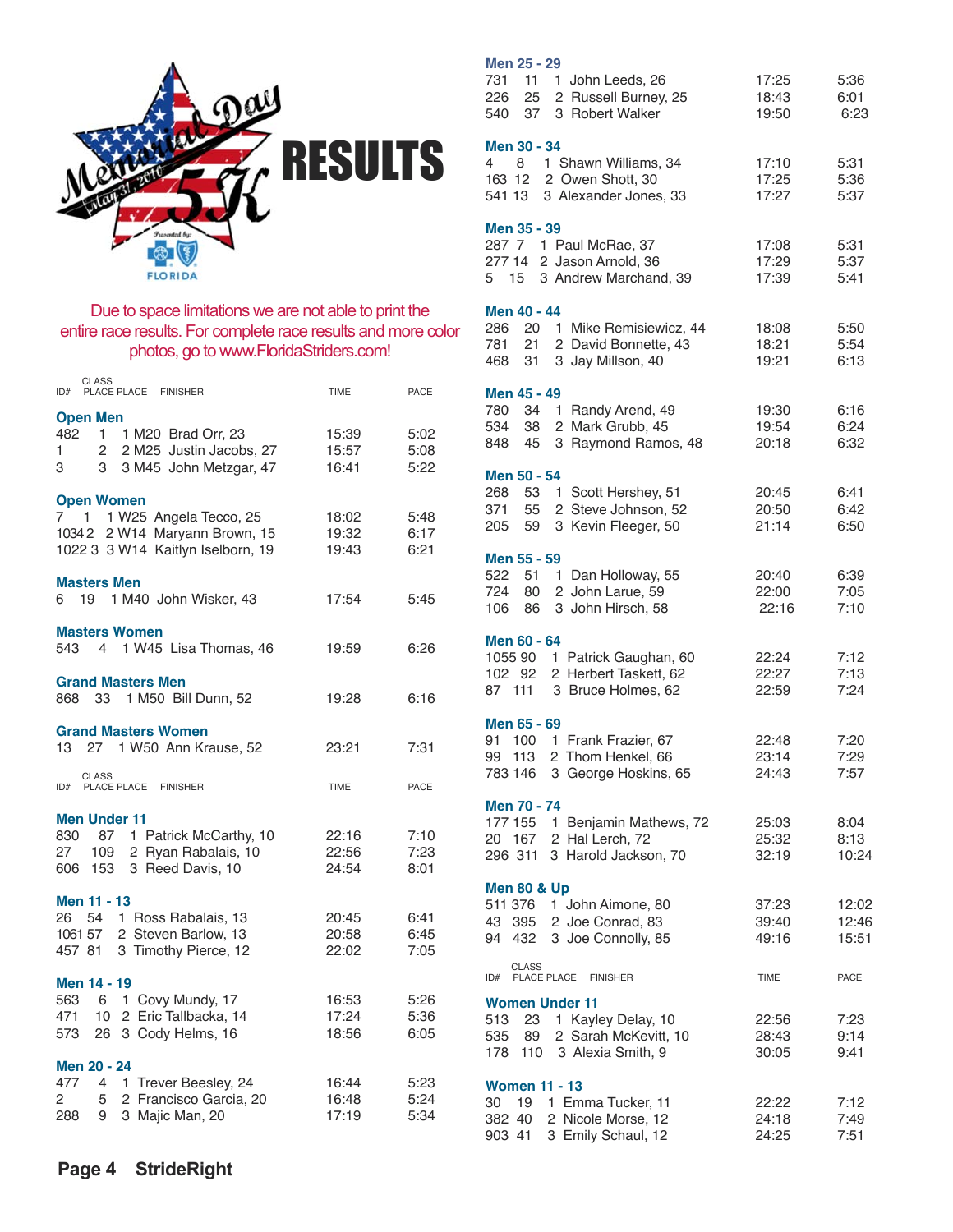# RESULTS

Memorial Day 5K — May 31, 2010

Presented by: Florida

Due to space limitations we are not able to print the entire race results. For complete race results and more color photos, go to www.FloridaStriders.com!

| ID# | PLACE | CLASS PLACE | FINISHER | TIME | PACE |
|---|---|---|---|---|---|
| **Open Men** | | | | | |
| 482 | 1 | 1 M20 | Brad Orr, 23 | 15:39 | 5:02 |
| 1 | 2 | 2 M25 | Justin Jacobs, 27 | 15:57 | 5:08 |
| 3 | 3 | 3 M45 | John Metzgar, 47 | 16:41 | 5:22 |
| **Open Women** | | | | | |
| 7 | 1 | 1 W25 | Angela Tecco, 25 | 18:02 | 5:48 |
| 1034 | 2 | 2 W14 | Maryann Brown, 15 | 19:32 | 6:17 |
| 1022 | 3 | 3 W14 | Kaitlyn Iselborn, 19 | 19:43 | 6:21 |
| **Masters Men** | | | | | |
| 6 | 19 | 1 M40 | John Wisker, 43 | 17:54 | 5:45 |
| **Masters Women** | | | | | |
| 543 | 4 | 1 W45 | Lisa Thomas, 46 | 19:59 | 6:26 |
| **Grand Masters Men** | | | | | |
| 868 | 33 | 1 M50 | Bill Dunn, 52 | 19:28 | 6:16 |
| **Grand Masters Women** | | | | | |
| 13 | 27 | 1 W50 | Ann Krause, 52 | 23:21 | 7:31 |

| ID# | PLACE | CLASS PLACE | FINISHER | TIME | PACE |
|---|---|---|---|---|---|
| **Men Under 11** | | | | | |
| 830 | 87 | 1 | Patrick McCarthy, 10 | 22:16 | 7:10 |
| 27 | 109 | 2 | Ryan Rabalais, 10 | 22:56 | 7:23 |
| 606 | 153 | 3 | Reed Davis, 10 | 24:54 | 8:01 |
| **Men 11 - 13** | | | | | |
| 26 | 54 | 1 | Ross Rabalais, 13 | 20:45 | 6:41 |
| 1061 | 57 | 2 | Steven Barlow, 13 | 20:58 | 6:45 |
| 457 | 81 | 3 | Timothy Pierce, 12 | 22:02 | 7:05 |
| **Men 14 - 19** | | | | | |
| 563 | 6 | 1 | Covy Mundy, 17 | 16:53 | 5:26 |
| 471 | 10 | 2 | Eric Tallbacka, 14 | 17:24 | 5:36 |
| 573 | 26 | 3 | Cody Helms, 16 | 18:56 | 6:05 |
| **Men 20 - 24** | | | | | |
| 477 | 4 | 1 | Trever Beesley, 24 | 16:44 | 5:23 |
| 2 | 5 | 2 | Francisco Garcia, 20 | 16:48 | 5:24 |
| 288 | 9 | 3 | Majic Man, 20 | 17:19 | 5:34 |
| **Men 25 - 29** | | | | | |
| 731 | 11 | 1 | John Leeds, 26 | 17:25 | 5:36 |
| 226 | 25 | 2 | Russell Burney, 25 | 18:43 | 6:01 |
| 540 | 37 | 3 | Robert Walker | 19:50 | 6:23 |
| **Men 30 - 34** | | | | | |
| 4 | 8 | 1 | Shawn Williams, 34 | 17:10 | 5:31 |
| 163 | 12 | 2 | Owen Shott, 30 | 17:25 | 5:36 |
| 541 | 13 | 3 | Alexander Jones, 33 | 17:27 | 5:37 |
| **Men 35 - 39** | | | | | |
| 287 | 7 | 1 | Paul McRae, 37 | 17:08 | 5:31 |
| 277 | 14 | 2 | Jason Arnold, 36 | 17:29 | 5:37 |
| 5 | 15 | 3 | Andrew Marchand, 39 | 17:39 | 5:41 |
| **Men 40 - 44** | | | | | |
| 286 | 20 | 1 | Mike Remisiewicz, 44 | 18:08 | 5:50 |
| 781 | 21 | 2 | David Bonnette, 43 | 18:21 | 5:54 |
| 468 | 31 | 3 | Jay Millson, 40 | 19:21 | 6:13 |
| **Men 45 - 49** | | | | | |
| 780 | 34 | 1 | Randy Arend, 49 | 19:30 | 6:16 |
| 534 | 38 | 2 | Mark Grubb, 45 | 19:54 | 6:24 |
| 848 | 45 | 3 | Raymond Ramos, 48 | 20:18 | 6:32 |
| **Men 50 - 54** | | | | | |
| 268 | 53 | 1 | Scott Hershey, 51 | 20:45 | 6:41 |
| 371 | 55 | 2 | Steve Johnson, 52 | 20:50 | 6:42 |
| 205 | 59 | 3 | Kevin Fleeger, 50 | 21:14 | 6:50 |
| **Men 55 - 59** | | | | | |
| 522 | 51 | 1 | Dan Holloway, 55 | 20:40 | 6:39 |
| 724 | 80 | 2 | John Larue, 59 | 22:00 | 7:05 |
| 106 | 86 | 3 | John Hirsch, 58 | 22:16 | 7:10 |
| **Men 60 - 64** | | | | | |
| 1055 | 90 | 1 | Patrick Gaughan, 60 | 22:24 | 7:12 |
| 102 | 92 | 2 | Herbert Taskett, 62 | 22:27 | 7:13 |
| 87 | 111 | 3 | Bruce Holmes, 62 | 22:59 | 7:24 |
| **Men 65 - 69** | | | | | |
| 91 | 100 | 1 | Frank Frazier, 67 | 22:48 | 7:20 |
| 99 | 113 | 2 | Thom Henkel, 66 | 23:14 | 7:29 |
| 783 | 146 | 3 | George Hoskins, 65 | 24:43 | 7:57 |
| **Men 70 - 74** | | | | | |
| 177 | 155 | 1 | Benjamin Mathews, 72 | 25:03 | 8:04 |
| 20 | 167 | 2 | Hal Lerch, 72 | 25:32 | 8:13 |
| 296 | 311 | 3 | Harold Jackson, 70 | 32:19 | 10:24 |
| **Men 80 & Up** | | | | | |
| 511 | 376 | 1 | John Aimone, 80 | 37:23 | 12:02 |
| 43 | 395 | 2 | Joe Conrad, 83 | 39:40 | 12:46 |
| 94 | 432 | 3 | Joe Connolly, 85 | 49:16 | 15:51 |

| ID# | PLACE | CLASS PLACE | FINISHER | TIME | PACE |
|---|---|---|---|---|---|
| **Women Under 11** | | | | | |
| 513 | 23 | 1 | Kayley Delay, 10 | 22:56 | 7:23 |
| 535 | 89 | 2 | Sarah McKevitt, 10 | 28:43 | 9:14 |
| 178 | 110 | 3 | Alexia Smith, 9 | 30:05 | 9:41 |
| **Women 11 - 13** | | | | | |
| 30 | 19 | 1 | Emma Tucker, 11 | 22:22 | 7:12 |
| 382 | 40 | 2 | Nicole Morse, 12 | 24:18 | 7:49 |
| 903 | 41 | 3 | Emily Schaul, 12 | 24:25 | 7:51 |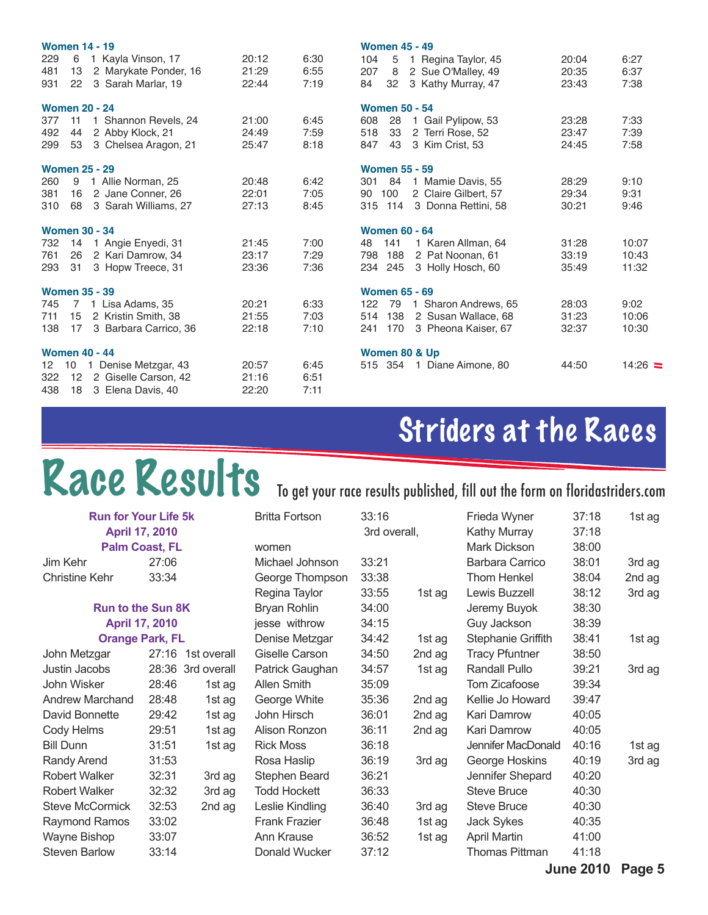### Women 14 - 19

| | | | | |
|---|---|---|---|---|
| 229 | 6 | 1 Kayla Vinson, 17 | 20:12 | 6:30 |
| 481 | 13 | 2 Marykate Ponder, 16 | 21:29 | 6:55 |
| 931 | 22 | 3 Sarah Marlar, 19 | 22:44 | 7:19 |

### Women 20 - 24

| | | | | |
|---|---|---|---|---|
| 377 | 11 | 1 Shannon Revels, 24 | 21:00 | 6:45 |
| 492 | 44 | 2 Abby Klock, 21 | 24:49 | 7:59 |
| 299 | 53 | 3 Chelsea Aragon, 21 | 25:47 | 8:18 |

### Women 25 - 29

| | | | | |
|---|---|---|---|---|
| 260 | 9 | 1 Allie Norman, 25 | 20:48 | 6:42 |
| 381 | 16 | 2 Jane Conner, 26 | 22:01 | 7:05 |
| 310 | 68 | 3 Sarah Williams, 27 | 27:13 | 8:45 |

### Women 30 - 34

| | | | | |
|---|---|---|---|---|
| 732 | 14 | 1 Angie Enyedi, 31 | 21:45 | 7:00 |
| 761 | 26 | 2 Kari Damrow, 34 | 23:17 | 7:29 |
| 293 | 31 | 3 Hopw Treece, 31 | 23:36 | 7:36 |

### Women 35 - 39

| | | | | |
|---|---|---|---|---|
| 745 | 7 | 1 Lisa Adams, 35 | 20:21 | 6:33 |
| 711 | 15 | 2 Kristin Smith, 38 | 21:55 | 7:03 |
| 138 | 17 | 3 Barbara Carrico, 36 | 22:18 | 7:10 |

### Women 40 - 44

| | | | | |
|---|---|---|---|---|
| 12 | 10 | 1 Denise Metzgar, 43 | 20:57 | 6:45 |
| 322 | 12 | 2 Giselle Carson, 42 | 21:16 | 6:51 |
| 438 | 18 | 3 Elena Davis, 40 | 22:20 | 7:11 |

### Women 45 - 49

| | | | | |
|---|---|---|---|---|
| 104 | 5 | 1 Regina Taylor, 45 | 20:04 | 6:27 |
| 207 | 8 | 2 Sue O'Malley, 49 | 20:35 | 6:37 |
| 84 | 32 | 3 Kathy Murray, 47 | 23:43 | 7:38 |

### Women 50 - 54

| | | | | |
|---|---|---|---|---|
| 608 | 28 | 1 Gail Pylipow, 53 | 23:28 | 7:33 |
| 518 | 33 | 2 Terri Rose, 52 | 23:47 | 7:39 |
| 847 | 43 | 3 Kim Crist, 53 | 24:45 | 7:58 |

### Women 55 - 59

| | | | | |
|---|---|---|---|---|
| 301 | 84 | 1 Mamie Davis, 55 | 28:29 | 9:10 |
| 90 | 100 | 2 Claire Gilbert, 57 | 29:34 | 9:31 |
| 315 | 114 | 3 Donna Rettini, 58 | 30:21 | 9:46 |

### Women 60 - 64

| | | | | |
|---|---|---|---|---|
| 48 | 141 | 1 Karen Allman, 64 | 31:28 | 10:07 |
| 798 | 188 | 2 Pat Noonan, 61 | 33:19 | 10:43 |
| 234 | 245 | 3 Holly Hosch, 60 | 35:49 | 11:32 |

### Women 65 - 69

| | | | | |
|---|---|---|---|---|
| 122 | 79 | 1 Sharon Andrews, 65 | 28:03 | 9:02 |
| 514 | 138 | 2 Susan Wallace, 68 | 31:23 | 10:06 |
| 241 | 170 | 3 Pheona Kaiser, 67 | 32:37 | 10:30 |

### Women 80 & Up

| | | | | |
|---|---|---|---|---|
| 515 | 354 | 1 Diane Aimone, 80 | 44:50 | 14:26 |

# Striders at the Races

# Race Results

To get your race results published, fill out the form on floridastriders.com

### Run for Your Life 5k
**April 17, 2010**
**Palm Coast, FL**

| | | |
|---|---|---|
| Jim Kehr | 27:06 | |
| Christine Kehr | 33:34 | |

### Run to the Sun 8K
**April 17, 2010**
**Orange Park, FL**

| | | |
|---|---|---|
| John Metzgar | 27:16 | 1st overall |
| Justin Jacobs | 28:36 | 3rd overall |
| John Wisker | 28:46 | 1st ag |
| Andrew Marchand | 28:48 | 1st ag |
| David Bonnette | 29:42 | 1st ag |
| Cody Helms | 29:51 | 1st ag |
| Bill Dunn | 31:51 | 1st ag |
| Randy Arend | 31:53 | |
| Robert Walker | 32:31 | 3rd ag |
| Robert Walker | 32:32 | 3rd ag |
| Steve McCormick | 32:53 | 2nd ag |
| Raymond Ramos | 33:02 | |
| Wayne Bishop | 33:07 | |
| Steven Barlow | 33:14 | |
| Britta Fortson | 33:16 | 3rd overall, women |
| Michael Johnson | 33:21 | |
| George Thompson | 33:38 | |
| Regina Taylor | 33:55 | 1st ag |
| Bryan Rohlin | 34:00 | |
| jesse withrow | 34:15 | |
| Denise Metzgar | 34:42 | 1st ag |
| Giselle Carson | 34:50 | 2nd ag |
| Patrick Gaughan | 34:57 | 1st ag |
| Allen Smith | 35:09 | |
| George White | 35:36 | 2nd ag |
| John Hirsch | 36:01 | 2nd ag |
| Alison Ronzon | 36:11 | 2nd ag |
| Rick Moss | 36:18 | |
| Rosa Haslip | 36:19 | 3rd ag |
| Stephen Beard | 36:21 | |
| Todd Hockett | 36:33 | |
| Leslie Kindling | 36:40 | 3rd ag |
| Frank Frazier | 36:48 | 1st ag |
| Ann Krause | 36:52 | 1st ag |
| Donald Wucker | 37:12 | |
| Frieda Wyner | 37:18 | 1st ag |
| Kathy Murray | 37:18 | |
| Mark Dickson | 38:00 | |
| Barbara Carrico | 38:01 | 3rd ag |
| Thom Henkel | 38:04 | 2nd ag |
| Lewis Buzzell | 38:12 | 3rd ag |
| Jeremy Buyok | 38:30 | |
| Guy Jackson | 38:39 | |
| Stephanie Griffith | 38:41 | 1st ag |
| Tracy Pfuntner | 38:50 | |
| Randall Pullo | 39:21 | 3rd ag |
| Tom Zicafoose | 39:34 | |
| Kellie Jo Howard | 39:47 | |
| Kari Damrow | 40:05 | |
| Kari Damrow | 40:05 | |
| Jennifer MacDonald | 40:16 | 1st ag |
| George Hoskins | 40:19 | 3rd ag |
| Jennifer Shepard | 40:20 | |
| Steve Bruce | 40:30 | |
| Steve Bruce | 40:30 | |
| Jack Sykes | 40:35 | |
| April Martin | 41:00 | |
| Thomas Pittman | 41:18 | |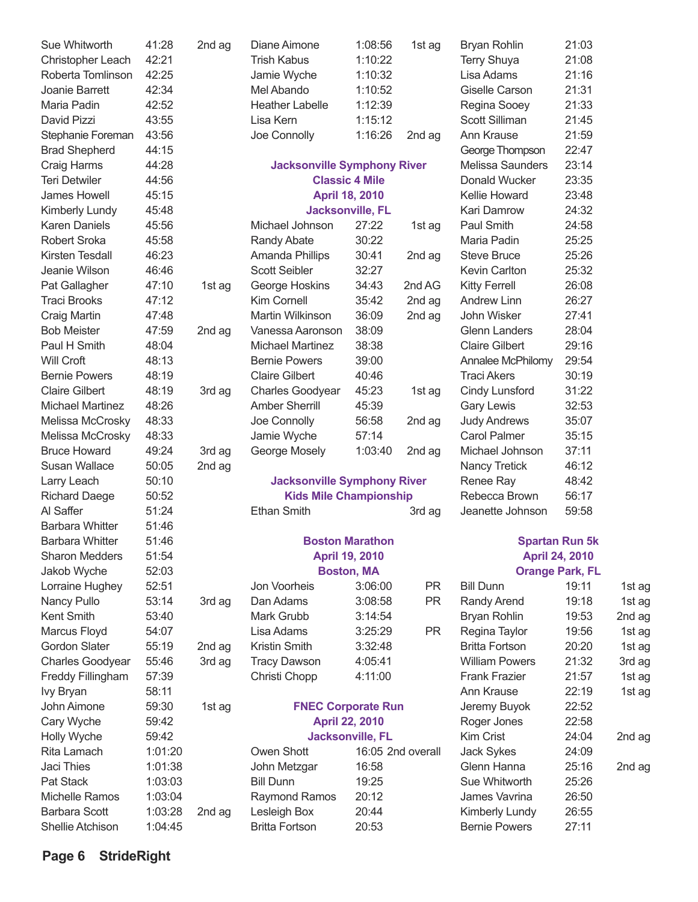| | | |
|---|---|---|
| Sue Whitworth | 41:28 | 2nd ag |
| Christopher Leach | 42:21 | |
| Roberta Tomlinson | 42:25 | |
| Joanie Barrett | 42:34 | |
| Maria Padin | 42:52 | |
| David Pizzi | 43:55 | |
| Stephanie Foreman | 43:56 | |
| Brad Shepherd | 44:15 | |
| Craig Harms | 44:28 | |
| Teri Detwiler | 44:56 | |
| James Howell | 45:15 | |
| Kimberly Lundy | 45:48 | |
| Karen Daniels | 45:56 | |
| Robert Sroka | 45:58 | |
| Kirsten Tesdall | 46:23 | |
| Jeanie Wilson | 46:46 | |
| Pat Gallagher | 47:10 | 1st ag |
| Traci Brooks | 47:12 | |
| Craig Martin | 47:48 | |
| Bob Meister | 47:59 | 2nd ag |
| Paul H Smith | 48:04 | |
| Will Croft | 48:13 | |
| Bernie Powers | 48:19 | |
| Claire Gilbert | 48:19 | 3rd ag |
| Michael Martinez | 48:26 | |
| Melissa McCrosky | 48:33 | |
| Melissa McCrosky | 48:33 | |
| Bruce Howard | 49:24 | 3rd ag |
| Susan Wallace | 50:05 | 2nd ag |
| Larry Leach | 50:10 | |
| Richard Daege | 50:52 | |
| Al Saffer | 51:24 | |
| Barbara Whitter | 51:46 | |
| Barbara Whitter | 51:46 | |
| Sharon Medders | 51:54 | |
| Jakob Wyche | 52:03 | |
| Lorraine Hughey | 52:51 | |
| Nancy Pullo | 53:14 | 3rd ag |
| Kent Smith | 53:40 | |
| Marcus Floyd | 54:07 | |
| Gordon Slater | 55:19 | 2nd ag |
| Charles Goodyear | 55:46 | 3rd ag |
| Freddy Fillingham | 57:39 | |
| Ivy Bryan | 58:11 | |
| John Aimone | 59:30 | 1st ag |
| Cary Wyche | 59:42 | |
| Holly Wyche | 59:42 | |
| Rita Lamach | 1:01:20 | |
| Jaci Thies | 1:01:38 | |
| Pat Stack | 1:03:03 | |
| Michelle Ramos | 1:03:04 | |
| Barbara Scott | 1:03:28 | 2nd ag |
| Shellie Atchison | 1:04:45 | |
| Diane Aimone | 1:08:56 | 1st ag |
| Trish Kabus | 1:10:22 | |
| Jamie Wyche | 1:10:32 | |
| Mel Abando | 1:10:52 | |
| Heather Labelle | 1:12:39 | |
| Lisa Kern | 1:15:12 | |
| Joe Connolly | 1:16:26 | 2nd ag |

## Jacksonville Symphony River Classic 4 Mile
**April 18, 2010**
**Jacksonville, FL**

| | | |
|---|---|---|
| Michael Johnson | 27:22 | 1st ag |
| Randy Abate | 30:22 | |
| Amanda Phillips | 30:41 | 2nd ag |
| Scott Seibler | 32:27 | |
| George Hoskins | 34:43 | 2nd AG |
| Kim Cornell | 35:42 | 2nd ag |
| Martin Wilkinson | 36:09 | 2nd ag |
| Vanessa Aaronson | 38:09 | |
| Michael Martinez | 38:38 | |
| Bernie Powers | 39:00 | |
| Claire Gilbert | 40:46 | |
| Charles Goodyear | 45:23 | 1st ag |
| Amber Sherrill | 45:39 | |
| Joe Connolly | 56:58 | 2nd ag |
| Jamie Wyche | 57:14 | |
| George Mosely | 1:03:40 | 2nd ag |

## Jacksonville Symphony River Kids Mile Championship

| | | |
|---|---|---|
| Ethan Smith | | 3rd ag |

## Boston Marathon
**April 19, 2010**
**Boston, MA**

| | | |
|---|---|---|
| Jon Voorheis | 3:06:00 | PR |
| Dan Adams | 3:08:58 | PR |
| Mark Grubb | 3:14:54 | |
| Lisa Adams | 3:25:29 | PR |
| Kristin Smith | 3:32:48 | |
| Tracy Dawson | 4:05:41 | |
| Christi Chopp | 4:11:00 | |

## FNEC Corporate Run
**April 22, 2010**
**Jacksonville, FL**

| | | |
|---|---|---|
| Owen Shott | 16:05 | 2nd overall |
| John Metzgar | 16:58 | |
| Bill Dunn | 19:25 | |
| Raymond Ramos | 20:12 | |
| Lesleigh Box | 20:44 | |
| Britta Fortson | 20:53 | |
| Bryan Rohlin | 21:03 | |
| Terry Shuya | 21:08 | |
| Lisa Adams | 21:16 | |
| Giselle Carson | 21:31 | |
| Regina Sooey | 21:33 | |
| Scott Silliman | 21:45 | |
| Ann Krause | 21:59 | |
| George Thompson | 22:47 | |
| Melissa Saunders | 23:14 | |
| Donald Wucker | 23:35 | |
| Kellie Howard | 23:48 | |
| Kari Damrow | 24:32 | |
| Paul Smith | 24:58 | |
| Maria Padin | 25:25 | |
| Steve Bruce | 25:26 | |
| Kevin Carlton | 25:32 | |
| Kitty Ferrell | 26:08 | |
| Andrew Linn | 26:27 | |
| John Wisker | 27:41 | |
| Glenn Landers | 28:04 | |
| Claire Gilbert | 29:16 | |
| Annalee McPhilomy | 29:54 | |
| Traci Akers | 30:19 | |
| Cindy Lunsford | 31:22 | |
| Gary Lewis | 32:53 | |
| Judy Andrews | 35:07 | |
| Carol Palmer | 35:15 | |
| Michael Johnson | 37:11 | |
| Nancy Tretick | 46:12 | |
| Renee Ray | 48:42 | |
| Rebecca Brown | 56:17 | |
| Jeanette Johnson | 59:58 | |

## Spartan Run 5k
**April 24, 2010**
**Orange Park, FL**

| | | |
|---|---|---|
| Bill Dunn | 19:11 | 1st ag |
| Randy Arend | 19:18 | 1st ag |
| Bryan Rohlin | 19:53 | 2nd ag |
| Regina Taylor | 19:56 | 1st ag |
| Britta Fortson | 20:20 | 1st ag |
| William Powers | 21:32 | 3rd ag |
| Frank Frazier | 21:57 | 1st ag |
| Ann Krause | 22:19 | 1st ag |
| Jeremy Buyok | 22:52 | |
| Roger Jones | 22:58 | |
| Kim Crist | 24:04 | 2nd ag |
| Jack Sykes | 24:09 | |
| Glenn Hanna | 25:16 | 2nd ag |
| Sue Whitworth | 25:26 | |
| James Vavrina | 26:50 | |
| Kimberly Lundy | 26:55 | |
| Bernie Powers | 27:11 | |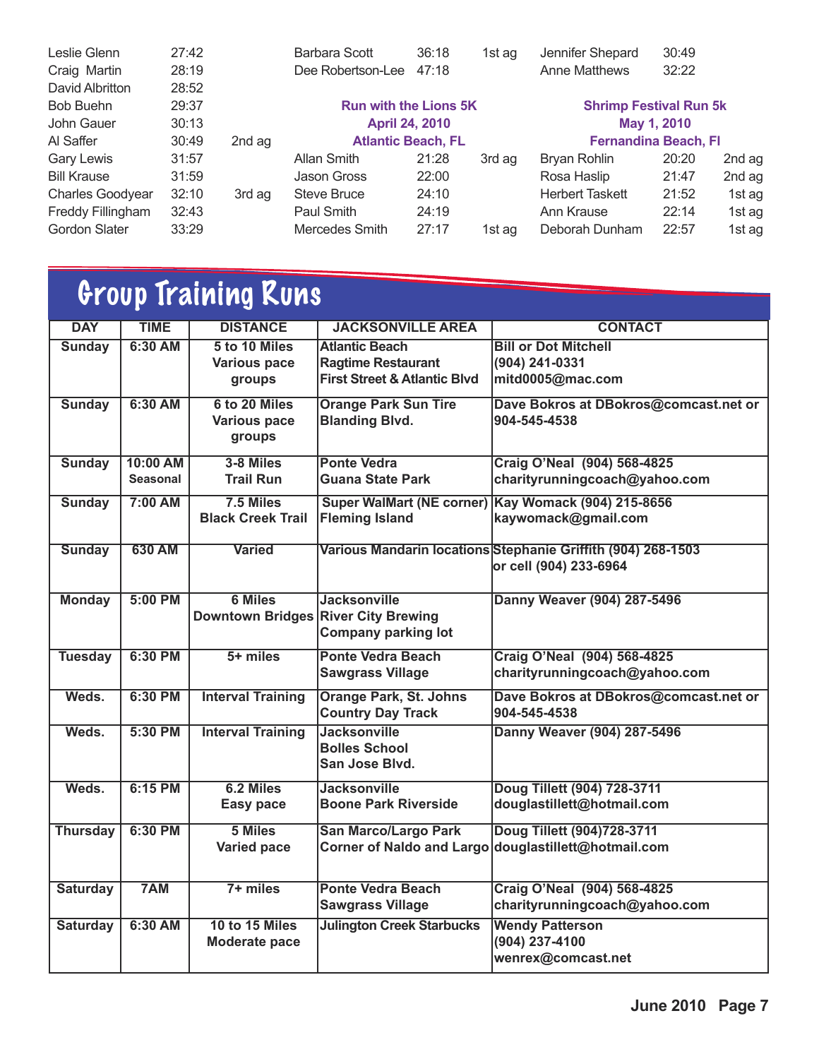| | | |
|---|---|---|
| Leslie Glenn | 27:42 | |
| Craig Martin | 28:19 | |
| David Albritton | 28:52 | |
| Bob Buehn | 29:37 | |
| John Gauer | 30:13 | |
| Al Saffer | 30:49 | 2nd ag |
| Gary Lewis | 31:57 | |
| Bill Krause | 31:59 | |
| Charles Goodyear | 32:10 | 3rd ag |
| Freddy Fillingham | 32:43 | |
| Gordon Slater | 33:29 | |

| | | |
|---|---|---|
| Barbara Scott | 36:18 | 1st ag |
| Dee Robertson-Lee | 47:18 | |

**Run with the Lions 5K**
**April 24, 2010**
**Atlantic Beach, FL**

| | | |
|---|---|---|
| Allan Smith | 21:28 | 3rd ag |
| Jason Gross | 22:00 | |
| Steve Bruce | 24:10 | |
| Paul Smith | 24:19 | |
| Mercedes Smith | 27:17 | 1st ag |

| | |
|---|---|
| Jennifer Shepard | 30:49 |
| Anne Matthews | 32:22 |

**Shrimp Festival Run 5k**
**May 1, 2010**
**Fernandina Beach, Fl**

| | | |
|---|---|---|
| Bryan Rohlin | 20:20 | 2nd ag |
| Rosa Haslip | 21:47 | 2nd ag |
| Herbert Taskett | 21:52 | 1st ag |
| Ann Krause | 22:14 | 1st ag |
| Deborah Dunham | 22:57 | 1st ag |

# Group Training Runs

| DAY | TIME | DISTANCE | JACKSONVILLE AREA | CONTACT |
|---|---|---|---|---|
| Sunday | 6:30 AM | 5 to 10 Miles Various pace groups | Atlantic Beach Ragtime Restaurant First Street & Atlantic Blvd | Bill or Dot Mitchell (904) 241-0331 mitd0005@mac.com |
| Sunday | 6:30 AM | 6 to 20 Miles Various pace groups | Orange Park Sun Tire Blanding Blvd. | Dave Bokros at DBokros@comcast.net or 904-545-4538 |
| Sunday | 10:00 AM Seasonal | 3-8 Miles Trail Run | Ponte Vedra Guana State Park | Craig O'Neal (904) 568-4825 charityrunningcoach@yahoo.com |
| Sunday | 7:00 AM | 7.5 Miles Black Creek Trail | Super WalMart (NE corner) Fleming Island | Kay Womack (904) 215-8656 kaywomack@gmail.com |
| Sunday | 630 AM | Varied | Various Mandarin locations | Stephanie Griffith (904) 268-1503 or cell (904) 233-6964 |
| Monday | 5:00 PM | 6 Miles Downtown Bridges | Jacksonville River City Brewing Company parking lot | Danny Weaver (904) 287-5496 |
| Tuesday | 6:30 PM | 5+ miles | Ponte Vedra Beach Sawgrass Village | Craig O'Neal (904) 568-4825 charityrunningcoach@yahoo.com |
| Weds. | 6:30 PM | Interval Training | Orange Park, St. Johns Country Day Track | Dave Bokros at DBokros@comcast.net or 904-545-4538 |
| Weds. | 5:30 PM | Interval Training | Jacksonville Bolles School San Jose Blvd. | Danny Weaver (904) 287-5496 |
| Weds. | 6:15 PM | 6.2 Miles Easy pace | Jacksonville Boone Park Riverside | Doug Tillett (904) 728-3711 douglastillett@hotmail.com |
| Thursday | 6:30 PM | 5 Miles Varied pace | San Marco/Largo Park Corner of Naldo and Largo | Doug Tillett (904)728-3711 douglastillett@hotmail.com |
| Saturday | 7AM | 7+ miles | Ponte Vedra Beach Sawgrass Village | Craig O'Neal (904) 568-4825 charityrunningcoach@yahoo.com |
| Saturday | 6:30 AM | 10 to 15 Miles Moderate pace | Julington Creek Starbucks | Wendy Patterson (904) 237-4100 wenrex@comcast.net |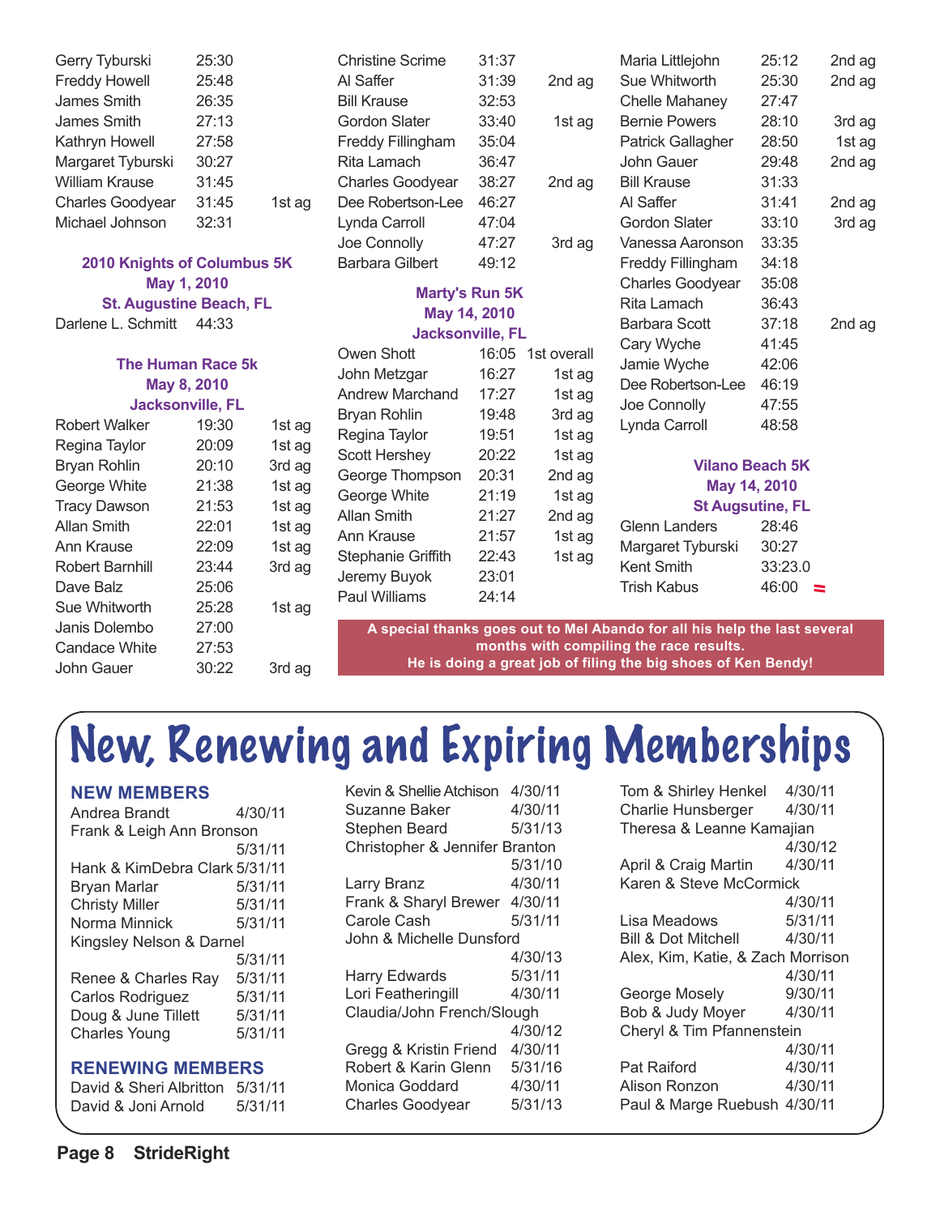| | | |
|---|---|---|
| Gerry Tyburski | 25:30 | |
| Freddy Howell | 25:48 | |
| James Smith | 26:35 | |
| James Smith | 27:13 | |
| Kathryn Howell | 27:58 | |
| Margaret Tyburski | 30:27 | |
| William Krause | 31:45 | |
| Charles Goodyear | 31:45 | 1st ag |
| Michael Johnson | 32:31 | |

### 2010 Knights of Columbus 5K
**May 1, 2010**
**St. Augustine Beach, FL**

| | |
|---|---|
| Darlene L. Schmitt | 44:33 |

### The Human Race 5k
**May 8, 2010**
**Jacksonville, FL**

| | | |
|---|---|---|
| Robert Walker | 19:30 | 1st ag |
| Regina Taylor | 20:09 | 1st ag |
| Bryan Rohlin | 20:10 | 3rd ag |
| George White | 21:38 | 1st ag |
| Tracy Dawson | 21:53 | 1st ag |
| Allan Smith | 22:01 | 1st ag |
| Ann Krause | 22:09 | 1st ag |
| Robert Barnhill | 23:44 | 3rd ag |
| Dave Balz | 25:06 | |
| Sue Whitworth | 25:28 | 1st ag |
| Janis Dolembo | 27:00 | |
| Candace White | 27:53 | |
| John Gauer | 30:22 | 3rd ag |
| Christine Scrime | 31:37 | |
| Al Saffer | 31:39 | 2nd ag |
| Bill Krause | 32:53 | |
| Gordon Slater | 33:40 | 1st ag |
| Freddy Fillingham | 35:04 | |
| Rita Lamach | 36:47 | |
| Charles Goodyear | 38:27 | 2nd ag |
| Dee Robertson-Lee | 46:27 | |
| Lynda Carroll | 47:04 | |
| Joe Connolly | 47:27 | 3rd ag |
| Barbara Gilbert | 49:12 | |

### Marty's Run 5K
**May 14, 2010**
**Jacksonville, FL**

| | | |
|---|---|---|
| Owen Shott | 16:05 | 1st overall |
| John Metzgar | 16:27 | 1st ag |
| Andrew Marchand | 17:27 | 1st ag |
| Bryan Rohlin | 19:48 | 3rd ag |
| Regina Taylor | 19:51 | 1st ag |
| Scott Hershey | 20:22 | 1st ag |
| George Thompson | 20:31 | 2nd ag |
| George White | 21:19 | 1st ag |
| Allan Smith | 21:27 | 2nd ag |
| Ann Krause | 21:57 | 1st ag |
| Stephanie Griffith | 22:43 | 1st ag |
| Jeremy Buyok | 23:01 | |
| Paul Williams | 24:14 | |
| Maria Littlejohn | 25:12 | 2nd ag |
| Sue Whitworth | 25:30 | 2nd ag |
| Chelle Mahaney | 27:47 | |
| Bernie Powers | 28:10 | 3rd ag |
| Patrick Gallagher | 28:50 | 1st ag |
| John Gauer | 29:48 | 2nd ag |
| Bill Krause | 31:33 | |
| Al Saffer | 31:41 | 2nd ag |
| Gordon Slater | 33:10 | 3rd ag |
| Vanessa Aaronson | 33:35 | |
| Freddy Fillingham | 34:18 | |
| Charles Goodyear | 35:08 | |
| Rita Lamach | 36:43 | |
| Barbara Scott | 37:18 | 2nd ag |
| Cary Wyche | 41:45 | |
| Jamie Wyche | 42:06 | |
| Dee Robertson-Lee | 46:19 | |
| Joe Connolly | 47:55 | |
| Lynda Carroll | 48:58 | |

### Vilano Beach 5K
**May 14, 2010**
**St Augsutine, FL**

| | |
|---|---|
| Glenn Landers | 28:46 |
| Margaret Tyburski | 30:27 |
| Kent Smith | 33:23.0 |
| Trish Kabus | 46:00 |

**A special thanks goes out to Mel Abando for all his help the last several months with compiling the race results. He is doing a great job of filing the big shoes of Ken Bendy!**

# New, Renewing and Expiring Memberships

## NEW MEMBERS

| | |
|---|---|
| Andrea Brandt | 4/30/11 |
| Frank & Leigh Ann Bronson | 5/31/11 |
| Hank & KimDebra Clark | 5/31/11 |
| Bryan Marlar | 5/31/11 |
| Christy Miller | 5/31/11 |
| Norma Minnick | 5/31/11 |
| Kingsley Nelson & Darnel | 5/31/11 |
| Renee & Charles Ray | 5/31/11 |
| Carlos Rodriguez | 5/31/11 |
| Doug & June Tillett | 5/31/11 |
| Charles Young | 5/31/11 |

## RENEWING MEMBERS

| | |
|---|---|
| David & Sheri Albritton | 5/31/11 |
| David & Joni Arnold | 5/31/11 |
| Kevin & Shellie Atchison | 4/30/11 |
| Suzanne Baker | 4/30/11 |
| Stephen Beard | 5/31/13 |
| Christopher & Jennifer Branton | 5/31/10 |
| Larry Branz | 4/30/11 |
| Frank & Sharyl Brewer | 4/30/11 |
| Carole Cash | 5/31/11 |
| John & Michelle Dunsford | 4/30/13 |
| Harry Edwards | 5/31/11 |
| Lori Featheringill | 4/30/11 |
| Claudia/John French/Slough | 4/30/12 |
| Gregg & Kristin Friend | 4/30/11 |
| Robert & Karin Glenn | 5/31/16 |
| Monica Goddard | 4/30/11 |
| Charles Goodyear | 5/31/13 |
| Tom & Shirley Henkel | 4/30/11 |
| Charlie Hunsberger | 4/30/11 |
| Theresa & Leanne Kamajian | 4/30/12 |
| April & Craig Martin | 4/30/11 |
| Karen & Steve McCormick | 4/30/11 |
| Lisa Meadows | 5/31/11 |
| Bill & Dot Mitchell | 4/30/11 |
| Alex, Kim, Katie, & Zach Morrison | 4/30/11 |
| George Mosely | 9/30/11 |
| Bob & Judy Moyer | 4/30/11 |
| Cheryl & Tim Pfannenstein | 4/30/11 |
| Pat Raiford | 4/30/11 |
| Alison Ronzon | 4/30/11 |
| Paul & Marge Ruebush | 4/30/11 |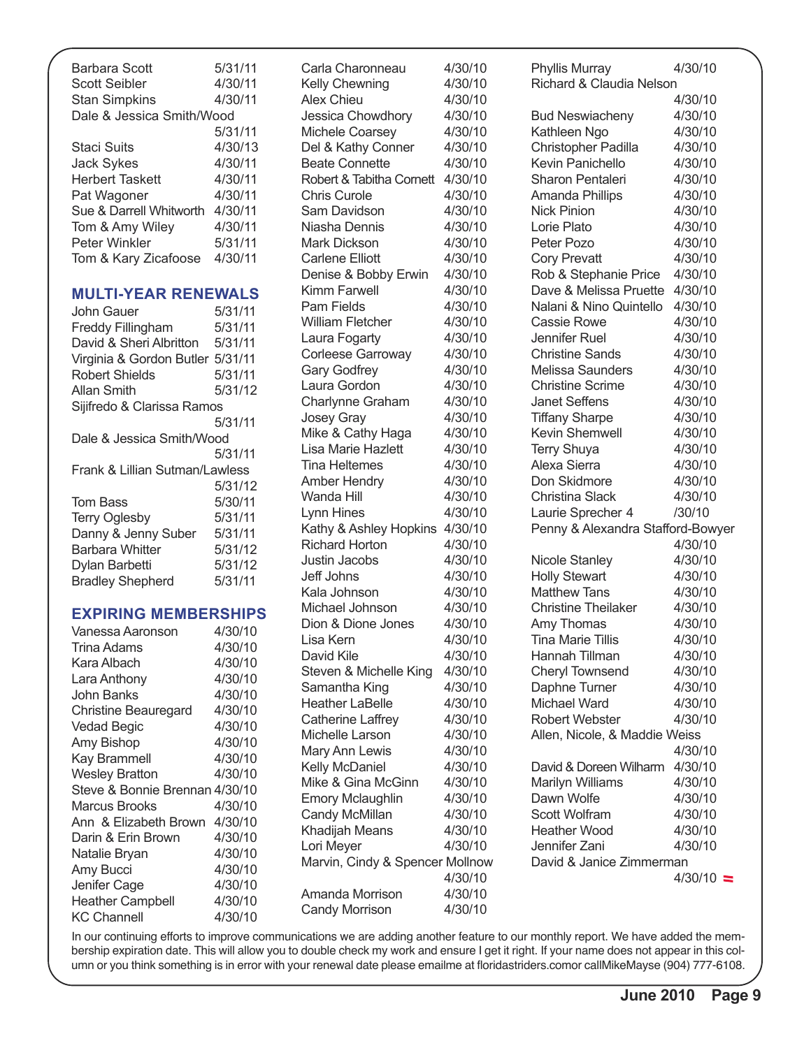| | |
|---|---|
| Barbara Scott | 5/31/11 |
| Scott Seibler | 4/30/11 |
| Stan Simpkins | 4/30/11 |
| Dale & Jessica Smith/Wood | 5/31/11 |
| Staci Suits | 4/30/13 |
| Jack Sykes | 4/30/11 |
| Herbert Taskett | 4/30/11 |
| Pat Wagoner | 4/30/11 |
| Sue & Darrell Whitworth | 4/30/11 |
| Tom & Amy Wiley | 4/30/11 |
| Peter Winkler | 5/31/11 |
| Tom & Kary Zicafoose | 4/30/11 |

## MULTI-YEAR RENEWALS

| | |
|---|---|
| John Gauer | 5/31/11 |
| Freddy Fillingham | 5/31/11 |
| David & Sheri Albritton | 5/31/11 |
| Virginia & Gordon Butler | 5/31/11 |
| Robert Shields | 5/31/11 |
| Allan Smith | 5/31/12 |
| Sijifredo & Clarissa Ramos | 5/31/11 |
| Dale & Jessica Smith/Wood | 5/31/11 |
| Frank & Lillian Sutman/Lawless | 5/31/12 |
| Tom Bass | 5/30/11 |
| Terry Oglesby | 5/31/11 |
| Danny & Jenny Suber | 5/31/11 |
| Barbara Whitter | 5/31/12 |
| Dylan Barbetti | 5/31/12 |
| Bradley Shepherd | 5/31/11 |

## EXPIRING MEMBERSHIPS

| | |
|---|---|
| Vanessa Aaronson | 4/30/10 |
| Trina Adams | 4/30/10 |
| Kara Albach | 4/30/10 |
| Lara Anthony | 4/30/10 |
| John Banks | 4/30/10 |
| Christine Beauregard | 4/30/10 |
| Vedad Begic | 4/30/10 |
| Amy Bishop | 4/30/10 |
| Kay Brammell | 4/30/10 |
| Wesley Bratton | 4/30/10 |
| Steve & Bonnie Brennan | 4/30/10 |
| Marcus Brooks | 4/30/10 |
| Ann & Elizabeth Brown | 4/30/10 |
| Darin & Erin Brown | 4/30/10 |
| Natalie Bryan | 4/30/10 |
| Amy Bucci | 4/30/10 |
| Jenifer Cage | 4/30/10 |
| Heather Campbell | 4/30/10 |
| KC Channell | 4/30/10 |
| Carla Charonneau | 4/30/10 |
| Kelly Chewning | 4/30/10 |
| Alex Chieu | 4/30/10 |
| Jessica Chowdhory | 4/30/10 |
| Michele Coarsey | 4/30/10 |
| Del & Kathy Conner | 4/30/10 |
| Beate Connette | 4/30/10 |
| Robert & Tabitha Cornett | 4/30/10 |
| Chris Curole | 4/30/10 |
| Sam Davidson | 4/30/10 |
| Niasha Dennis | 4/30/10 |
| Mark Dickson | 4/30/10 |
| Carlene Elliott | 4/30/10 |
| Denise & Bobby Erwin | 4/30/10 |
| Kimm Farwell | 4/30/10 |
| Pam Fields | 4/30/10 |
| William Fletcher | 4/30/10 |
| Laura Fogarty | 4/30/10 |
| Corleese Garroway | 4/30/10 |
| Gary Godfrey | 4/30/10 |
| Laura Gordon | 4/30/10 |
| Charlynne Graham | 4/30/10 |
| Josey Gray | 4/30/10 |
| Mike & Cathy Haga | 4/30/10 |
| Lisa Marie Hazlett | 4/30/10 |
| Tina Heltemes | 4/30/10 |
| Amber Hendry | 4/30/10 |
| Wanda Hill | 4/30/10 |
| Lynn Hines | 4/30/10 |
| Kathy & Ashley Hopkins | 4/30/10 |
| Richard Horton | 4/30/10 |
| Justin Jacobs | 4/30/10 |
| Jeff Johns | 4/30/10 |
| Kala Johnson | 4/30/10 |
| Michael Johnson | 4/30/10 |
| Dion & Dione Jones | 4/30/10 |
| Lisa Kern | 4/30/10 |
| David Kile | 4/30/10 |
| Steven & Michelle King | 4/30/10 |
| Samantha King | 4/30/10 |
| Heather LaBelle | 4/30/10 |
| Catherine Laffrey | 4/30/10 |
| Michelle Larson | 4/30/10 |
| Mary Ann Lewis | 4/30/10 |
| Kelly McDaniel | 4/30/10 |
| Mike & Gina McGinn | 4/30/10 |
| Emory Mclaughlin | 4/30/10 |
| Candy McMillan | 4/30/10 |
| Khadijah Means | 4/30/10 |
| Lori Meyer | 4/30/10 |
| Marvin, Cindy & Spencer Mollnow | 4/30/10 |
| Amanda Morrison | 4/30/10 |
| Candy Morrison | 4/30/10 |
| Phyllis Murray | 4/30/10 |
| Richard & Claudia Nelson | 4/30/10 |
| Bud Neswiacheny | 4/30/10 |
| Kathleen Ngo | 4/30/10 |
| Christopher Padilla | 4/30/10 |
| Kevin Panichello | 4/30/10 |
| Sharon Pentaleri | 4/30/10 |
| Amanda Phillips | 4/30/10 |
| Nick Pinion | 4/30/10 |
| Lorie Plato | 4/30/10 |
| Peter Pozo | 4/30/10 |
| Cory Prevatt | 4/30/10 |
| Rob & Stephanie Price | 4/30/10 |
| Dave & Melissa Pruette | 4/30/10 |
| Nalani & Nino Quintello | 4/30/10 |
| Cassie Rowe | 4/30/10 |
| Jennifer Ruel | 4/30/10 |
| Christine Sands | 4/30/10 |
| Melissa Saunders | 4/30/10 |
| Christine Scrime | 4/30/10 |
| Janet Seffens | 4/30/10 |
| Tiffany Sharpe | 4/30/10 |
| Kevin Shemwell | 4/30/10 |
| Terry Shuya | 4/30/10 |
| Alexa Sierra | 4/30/10 |
| Don Skidmore | 4/30/10 |
| Christina Slack | 4/30/10 |
| Laurie Sprecher 4 | /30/10 |
| Penny & Alexandra Stafford-Bowyer | 4/30/10 |
| Nicole Stanley | 4/30/10 |
| Holly Stewart | 4/30/10 |
| Matthew Tans | 4/30/10 |
| Christine Theilaker | 4/30/10 |
| Amy Thomas | 4/30/10 |
| Tina Marie Tillis | 4/30/10 |
| Hannah Tillman | 4/30/10 |
| Cheryl Townsend | 4/30/10 |
| Daphne Turner | 4/30/10 |
| Michael Ward | 4/30/10 |
| Robert Webster | 4/30/10 |
| Allen, Nicole, & Maddie Weiss | 4/30/10 |
| David & Doreen Wilharm | 4/30/10 |
| Marilyn Williams | 4/30/10 |
| Dawn Wolfe | 4/30/10 |
| Scott Wolfram | 4/30/10 |
| Heather Wood | 4/30/10 |
| Jennifer Zani | 4/30/10 |
| David & Janice Zimmerman | 4/30/10 |

In our continuing efforts to improve communications we are adding another feature to our monthly report. We have added the membership expiration date. This will allow you to double check my work and ensure I get it right. If your name does not appear in this column or you think something is in error with your renewal date please emailme at floridastriders.comor callMikeMayse (904) 777-6108.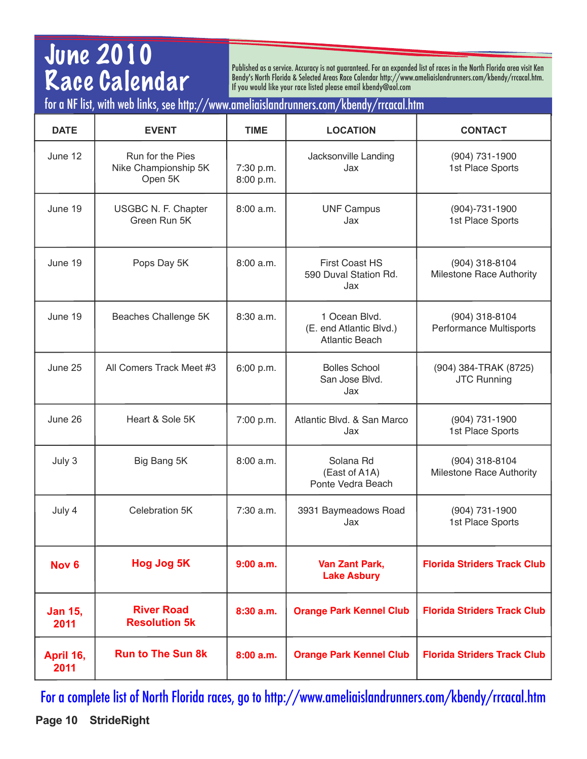# June 2010 Race Calendar

Published as a service. Accuracy is not guaranteed. For an expanded list of races in the North Florida area visit Ken Bendy's North Florida & Selected Areas Race Calendar http://www.ameliaislandrunners.com/kbendy/rrcacal.htm. If you would like your race listed please email kbendy@aol.com

for a NF list, with web links, see http://www.ameliaislandrunners.com/kbendy/rrcacal.htm

| DATE | EVENT | TIME | LOCATION | CONTACT |
|---|---|---|---|---|
| June 12 | Run for the Pies<br>Nike Championship 5K<br>Open 5K | 7:30 p.m.<br>8:00 p.m. | Jacksonville Landing<br>Jax | (904) 731-1900<br>1st Place Sports |
| June 19 | USGBC N. F. Chapter<br>Green Run 5K | 8:00 a.m. | UNF Campus<br>Jax | (904)-731-1900<br>1st Place Sports |
| June 19 | Pops Day 5K | 8:00 a.m. | First Coast HS<br>590 Duval Station Rd.<br>Jax | (904) 318-8104<br>Milestone Race Authority |
| June 19 | Beaches Challenge 5K | 8:30 a.m. | 1 Ocean Blvd.<br>(E. end Atlantic Blvd.)<br>Atlantic Beach | (904) 318-8104<br>Performance Multisports |
| June 25 | All Comers Track Meet #3 | 6:00 p.m. | Bolles School<br>San Jose Blvd.<br>Jax | (904) 384-TRAK (8725)<br>JTC Running |
| June 26 | Heart & Sole 5K | 7:00 p.m. | Atlantic Blvd. & San Marco<br>Jax | (904) 731-1900<br>1st Place Sports |
| July 3 | Big Bang 5K | 8:00 a.m. | Solana Rd<br>(East of A1A)<br>Ponte Vedra Beach | (904) 318-8104<br>Milestone Race Authority |
| July 4 | Celebration 5K | 7:30 a.m. | 3931 Baymeadows Road<br>Jax | (904) 731-1900<br>1st Place Sports |
| **Nov 6** | **Hog Jog 5K** | **9:00 a.m.** | **Van Zant Park,<br>Lake Asbury** | **Florida Striders Track Club** |
| **Jan 15, 2011** | **River Road Resolution 5k** | **8:30 a.m.** | **Orange Park Kennel Club** | **Florida Striders Track Club** |
| **April 16, 2011** | **Run to The Sun 8k** | **8:00 a.m.** | **Orange Park Kennel Club** | **Florida Striders Track Club** |

For a complete list of North Florida races, go to http://www.ameliaislandrunners.com/kbendy/rrcacal.htm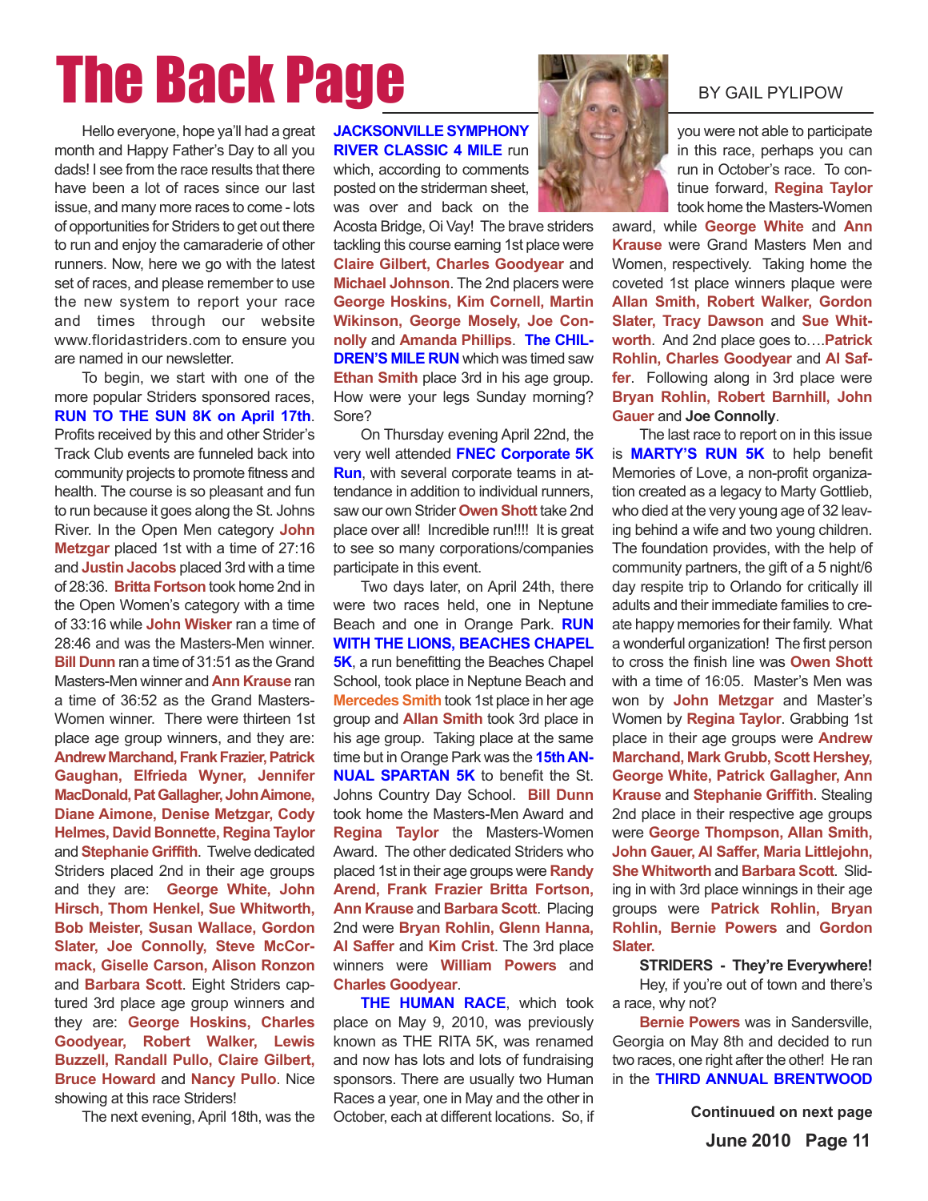# The Back Page

BY GAIL PYLIPOW

Hello everyone, hope ya'll had a great month and Happy Father's Day to all you dads! I see from the race results that there have been a lot of races since our last issue, and many more races to come - lots of opportunities for Striders to get out there to run and enjoy the camaraderie of other runners. Now, here we go with the latest set of races, and please remember to use the new system to report your race and times through our website www.floridastriders.com to ensure you are named in our newsletter.

To begin, we start with one of the more popular Striders sponsored races, **RUN TO THE SUN 8K on April 17th**. Profits received by this and other Strider's Track Club events are funneled back into community projects to promote fitness and health. The course is so pleasant and fun to run because it goes along the St. Johns River. In the Open Men category **John Metzgar** placed 1st with a time of 27:16 and **Justin Jacobs** placed 3rd with a time of 28:36. **Britta Fortson** took home 2nd in the Open Women's category with a time of 33:16 while **John Wisker** ran a time of 28:46 and was the Masters-Men winner. **Bill Dunn** ran a time of 31:51 as the Grand Masters-Men winner and **Ann Krause** ran a time of 36:52 as the Grand Masters-Women winner. There were thirteen 1st place age group winners, and they are: **Andrew Marchand, Frank Frazier, Patrick Gaughan, Elfrieda Wyner, Jennifer MacDonald, Pat Gallagher, John Aimone, Diane Aimone, Denise Metzgar, Cody Helmes, David Bonnette, Regina Taylor** and **Stephanie Griffith**. Twelve dedicated Striders placed 2nd in their age groups and they are: **George White, John Hirsch, Thom Henkel, Sue Whitworth, Bob Meister, Susan Wallace, Gordon Slater, Joe Connolly, Steve McCormack, Giselle Carson, Alison Ronzon** and **Barbara Scott**. Eight Striders captured 3rd place age group winners and they are: **George Hoskins, Charles Goodyear, Robert Walker, Lewis Buzzell, Randall Pullo, Claire Gilbert, Bruce Howard** and **Nancy Pullo**. Nice showing at this race Striders!

The next evening, April 18th, was the **JACKSONVILLE SYMPHONY RIVER CLASSIC 4 MILE** run which, according to comments posted on the striderman sheet, was over and back on the Acosta Bridge, Oi Vay! The brave striders tackling this course earning 1st place were **Claire Gilbert, Charles Goodyear** and **Michael Johnson**. The 2nd placers were **George Hoskins, Kim Cornell, Martin Wikinson, George Mosely, Joe Connolly** and **Amanda Phillips**. **The CHILDREN'S MILE RUN** which was timed saw **Ethan Smith** place 3rd in his age group. How were your legs Sunday morning? Sore?

On Thursday evening April 22nd, the very well attended **FNEC Corporate 5K Run**, with several corporate teams in attendance in addition to individual runners, saw our own Strider **Owen Shott** take 2nd place over all! Incredible run!!!! It is great to see so many corporations/companies participate in this event.

Two days later, on April 24th, there were two races held, one in Neptune Beach and one in Orange Park. **RUN WITH THE LIONS, BEACHES CHAPEL 5K**, a run benefitting the Beaches Chapel School, took place in Neptune Beach and **Mercedes Smith** took 1st place in her age group and **Allan Smith** took 3rd place in his age group. Taking place at the same time but in Orange Park was the **15th ANNUAL SPARTAN 5K** to benefit the St. Johns Country Day School. **Bill Dunn** took home the Masters-Men Award and **Regina Taylor** the Masters-Women Award. The other dedicated Striders who placed 1st in their age groups were **Randy Arend, Frank Frazier Britta Fortson, Ann Krause** and **Barbara Scott**. Placing 2nd were **Bryan Rohlin, Glenn Hanna, Al Saffer** and **Kim Crist**. The 3rd place winners were **William Powers** and **Charles Goodyear**.

**THE HUMAN RACE**, which took place on May 9, 2010, was previously known as THE RITA 5K, was renamed and now has lots and lots of fundraising sponsors. There are usually two Human Races a year, one in May and the other in October, each at different locations. So, if you were not able to participate in this race, perhaps you can run in October's race. To continue forward, **Regina Taylor** took home the Masters-Women award, while **George White** and **Ann Krause** were Grand Masters Men and Women, respectively. Taking home the coveted 1st place winners plaque were **Allan Smith, Robert Walker, Gordon Slater, Tracy Dawson** and **Sue Whitworth**. And 2nd place goes to….**Patrick Rohlin, Charles Goodyear** and **Al Saffer**. Following along in 3rd place were **Bryan Rohlin, Robert Barnhill, John Gauer** and **Joe Connolly**.

The last race to report on in this issue is **MARTY'S RUN 5K** to help benefit Memories of Love, a non-profit organization created as a legacy to Marty Gottlieb, who died at the very young age of 32 leaving behind a wife and two young children. The foundation provides, with the help of community partners, the gift of a 5 night/6 day respite trip to Orlando for critically ill adults and their immediate families to create happy memories for their family. What a wonderful organization! The first person to cross the finish line was **Owen Shott** with a time of 16:05. Master's Men was won by **John Metzgar** and Master's Women by **Regina Taylor**. Grabbing 1st place in their age groups were **Andrew Marchand, Mark Grubb, Scott Hershey, George White, Patrick Gallagher, Ann Krause** and **Stephanie Griffith**. Stealing 2nd place in their respective age groups were **George Thompson, Allan Smith, John Gauer, Al Saffer, Maria Littlejohn, She Whitworth** and **Barbara Scott**. Sliding in with 3rd place winnings in their age groups were **Patrick Rohlin, Bryan Rohlin, Bernie Powers** and **Gordon Slater.**

**STRIDERS - They're Everywhere!**

Hey, if you're out of town and there's a race, why not?

**Bernie Powers** was in Sandersville, Georgia on May 8th and decided to run two races, one right after the other! He ran in the **THIRD ANNUAL BRENTWOOD**

**Continuued on next page**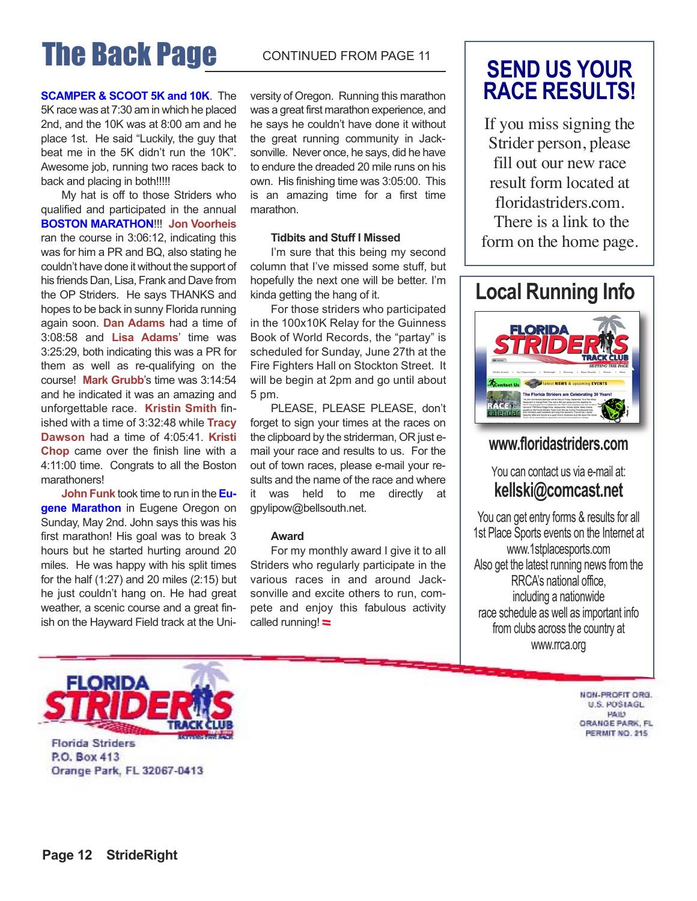# The Back Page

CONTINUED FROM PAGE 11

**SCAMPER & SCOOT 5K and 10K**. The 5K race was at 7:30 am in which he placed 2nd, and the 10K was at 8:00 am and he place 1st. He said "Luckily, the guy that beat me in the 5K didn't run the 10K". Awesome job, running two races back to back and placing in both!!!!!

My hat is off to those Striders who qualified and participated in the annual **BOSTON MARATHON**!!! **Jon Voorheis** ran the course in 3:06:12, indicating this was for him a PR and BQ, also stating he couldn't have done it without the support of his friends Dan, Lisa, Frank and Dave from the OP Striders. He says THANKS and hopes to be back in sunny Florida running again soon. **Dan Adams** had a time of 3:08:58 and **Lisa Adams**' time was 3:25:29, both indicating this was a PR for them as well as re-qualifying on the course! **Mark Grubb**'s time was 3:14:54 and he indicated it was an amazing and unforgettable race. **Kristin Smith** finished with a time of 3:32:48 while **Tracy Dawson** had a time of 4:05:41. **Kristi Chop** came over the finish line with a 4:11:00 time. Congrats to all the Boston marathoners!

**John Funk** took time to run in the **Eugene Marathon** in Eugene Oregon on Sunday, May 2nd. John says this was his first marathon! His goal was to break 3 hours but he started hurting around 20 miles. He was happy with his split times for the half (1:27) and 20 miles (2:15) but he just couldn't hang on. He had great weather, a scenic course and a great finish on the Hayward Field track at the University of Oregon. Running this marathon was a great first marathon experience, and he says he couldn't have done it without the great running community in Jacksonville. Never once, he says, did he have to endure the dreaded 20 mile runs on his own. His finishing time was 3:05:00. This is an amazing time for a first time marathon.

### Tidbits and Stuff I Missed

I'm sure that this being my second column that I've missed some stuff, but hopefully the next one will be better. I'm kinda getting the hang of it.

For those striders who participated in the 100x10K Relay for the Guinness Book of World Records, the "partay" is scheduled for Sunday, June 27th at the Fire Fighters Hall on Stockton Street. It will be begin at 2pm and go until about 5 pm.

PLEASE, PLEASE PLEASE, don't forget to sign your times at the races on the clipboard by the striderman, OR just e-mail your race and results to us. For the out of town races, please e-mail your results and the name of the race and where it was held to me directly at gpylipow@bellsouth.net.

### Award

For my monthly award I give it to all Striders who regularly participate in the various races in and around Jacksonville and excite others to run, compete and enjoy this fabulous activity called running!

## SEND US YOUR RACE RESULTS!

If you miss signing the Strider person, please fill out our new race result form located at floridastriders.com. There is a link to the form on the home page.

## Local Running Info

www.floridastriders.com

You can contact us via e-mail at:
**kellski@comcast.net**

You can get entry forms & results for all 1st Place Sports events on the Internet at www.1stplacesports.com
Also get the latest running news from the RRCA's national office, including a nationwide race schedule as well as important info from clubs across the country at www.rrca.org

Florida Striders
P.O. Box 413
Orange Park, FL 32067-0413

NON-PROFIT ORG.
U.S. POSTAGE
PAID
ORANGE PARK, FL
PERMIT NO. 215